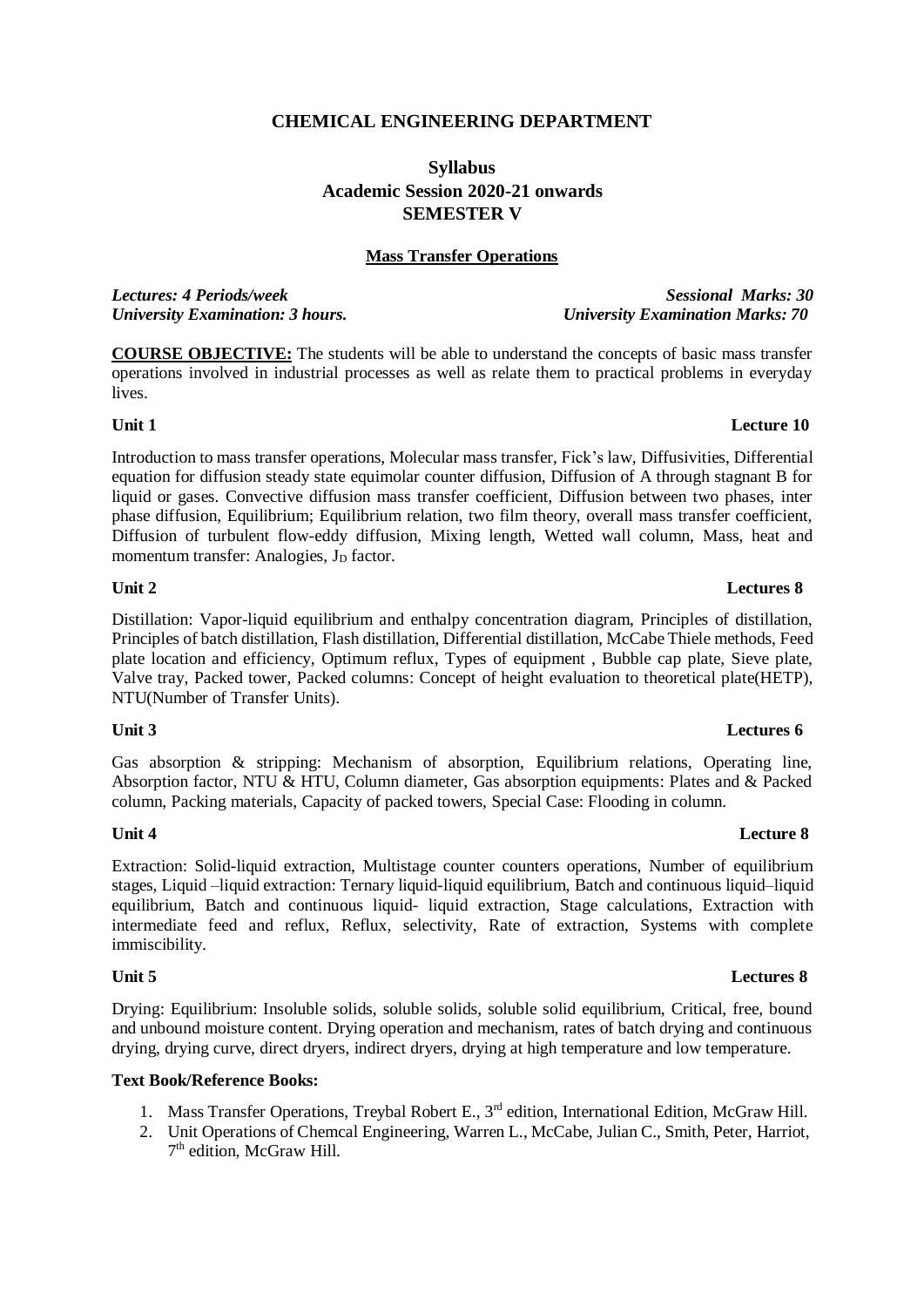# CHEMICAL ENGINEERING DEPARTMENT

## Syllabus
## Academic Session 2020-21 onwards
## SEMESTER V

### Mass Transfer Operations

***Lectures: 4 Periods/week*** — ***Sessional Marks: 30***

***University Examination: 3 hours.*** — ***University Examination Marks: 70***

**COURSE OBJECTIVE:** The students will be able to understand the concepts of basic mass transfer operations involved in industrial processes as well as relate them to practical problems in everyday lives.

**Unit 1** — **Lecture 10**

Introduction to mass transfer operations, Molecular mass transfer, Fick's law, Diffusivities, Differential equation for diffusion steady state equimolar counter diffusion, Diffusion of A through stagnant B for liquid or gases. Convective diffusion mass transfer coefficient, Diffusion between two phases, inter phase diffusion, Equilibrium; Equilibrium relation, two film theory, overall mass transfer coefficient, Diffusion of turbulent flow-eddy diffusion, Mixing length, Wetted wall column, Mass, heat and momentum transfer: Analogies, $J_D$ factor.

**Unit 2** — **Lectures 8**

Distillation: Vapor-liquid equilibrium and enthalpy concentration diagram, Principles of distillation, Principles of batch distillation, Flash distillation, Differential distillation, McCabe Thiele methods, Feed plate location and efficiency, Optimum reflux, Types of equipment , Bubble cap plate, Sieve plate, Valve tray, Packed tower, Packed columns: Concept of height evaluation to theoretical plate(HETP), NTU(Number of Transfer Units).

**Unit 3** — **Lectures 6**

Gas absorption & stripping: Mechanism of absorption, Equilibrium relations, Operating line, Absorption factor, NTU & HTU, Column diameter, Gas absorption equipments: Plates and & Packed column, Packing materials, Capacity of packed towers, Special Case: Flooding in column.

**Unit 4** — **Lecture 8**

Extraction: Solid-liquid extraction, Multistage counter counters operations, Number of equilibrium stages, Liquid –liquid extraction: Ternary liquid-liquid equilibrium, Batch and continuous liquid–liquid equilibrium, Batch and continuous liquid- liquid extraction, Stage calculations, Extraction with intermediate feed and reflux, Reflux, selectivity, Rate of extraction, Systems with complete immiscibility.

**Unit 5** — **Lectures 8**

Drying: Equilibrium: Insoluble solids, soluble solids, soluble solid equilibrium, Critical, free, bound and unbound moisture content. Drying operation and mechanism, rates of batch drying and continuous drying, drying curve, direct dryers, indirect dryers, drying at high temperature and low temperature.

**Text Book/Reference Books:**

1. Mass Transfer Operations, Treybal Robert E., 3rd edition, International Edition, McGraw Hill.
2. Unit Operations of Chemcal Engineering, Warren L., McCabe, Julian C., Smith, Peter, Harriot, 7th edition, McGraw Hill.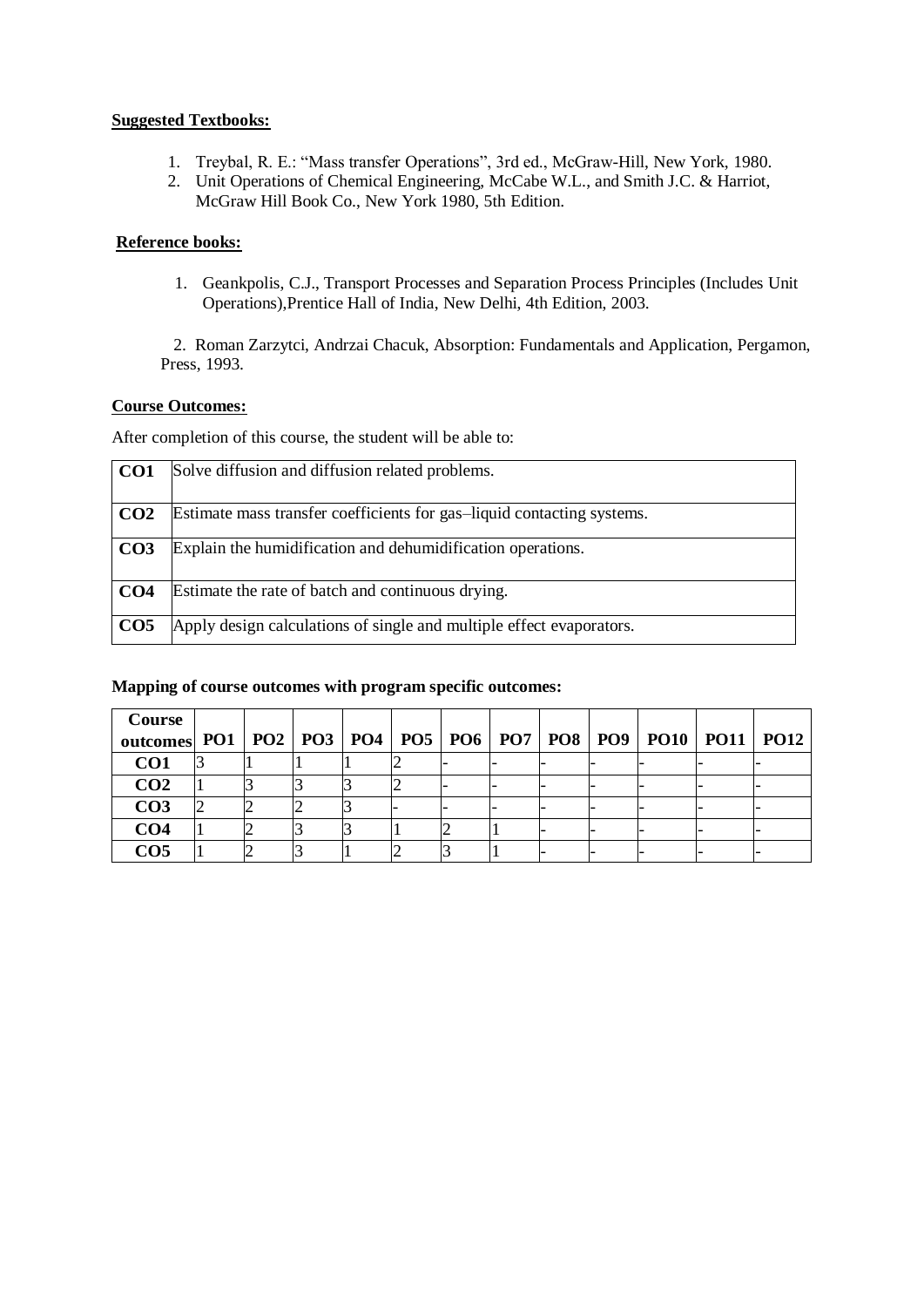**Suggested Textbooks:**

1. Treybal, R. E.: "Mass transfer Operations", 3rd ed., McGraw-Hill, New York, 1980.
2. Unit Operations of Chemical Engineering, McCabe W.L., and Smith J.C. & Harriot, McGraw Hill Book Co., New York 1980, 5th Edition.

**Reference books:**

1. Geankpolis, C.J., Transport Processes and Separation Process Principles (Includes Unit Operations),Prentice Hall of India, New Delhi, 4th Edition, 2003.

2. Roman Zarzytci, Andrzai Chacuk, Absorption: Fundamentals and Application, Pergamon, Press, 1993.

**Course Outcomes:**

After completion of this course, the student will be able to:

| | |
|---|---|
| **CO1** | Solve diffusion and diffusion related problems. |
| **CO2** | Estimate mass transfer coefficients for gas–liquid contacting systems. |
| **CO3** | Explain the humidification and dehumidification operations. |
| **CO4** | Estimate the rate of batch and continuous drying. |
| **CO5** | Apply design calculations of single and multiple effect evaporators. |

**Mapping of course outcomes with program specific outcomes:**

| Course outcomes | PO1 | PO2 | PO3 | PO4 | PO5 | PO6 | PO7 | PO8 | PO9 | PO10 | PO11 | PO12 |
|---|---|---|---|---|---|---|---|---|---|---|---|---|
| **CO1** | 3 | 1 | 1 | 1 | 2 | - | - | - | - | - | - | - |
| **CO2** | 1 | 3 | 3 | 3 | 2 | - | - | - | - | - | - | - |
| **CO3** | 2 | 2 | 2 | 3 | - | - | - | - | - | - | - | - |
| **CO4** | 1 | 2 | 3 | 3 | 1 | 2 | 1 | - | - | - | - | - |
| **CO5** | 1 | 2 | 3 | 1 | 2 | 3 | 1 | - | - | - | - | - |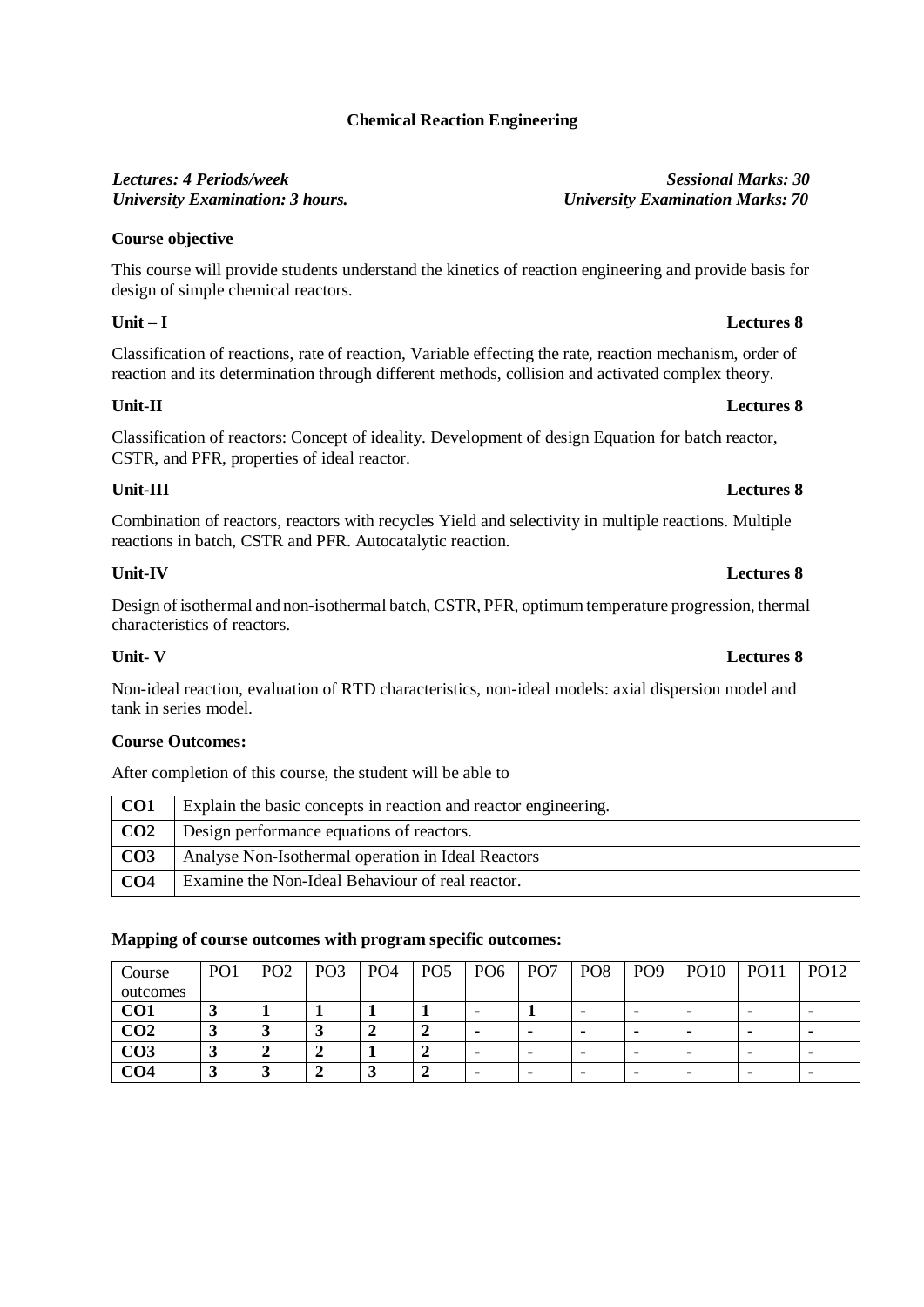# Chemical Reaction Engineering

***Lectures: 4 Periods/week*** — ***Sessional Marks: 30***
***University Examination: 3 hours.*** — ***University Examination Marks: 70***

**Course objective**

This course will provide students understand the kinetics of reaction engineering and provide basis for design of simple chemical reactors.

**Unit – I** **Lectures 8**

Classification of reactions, rate of reaction, Variable effecting the rate, reaction mechanism, order of reaction and its determination through different methods, collision and activated complex theory.

**Unit-II** **Lectures 8**

Classification of reactors: Concept of ideality. Development of design Equation for batch reactor, CSTR, and PFR, properties of ideal reactor.

**Unit-III** **Lectures 8**

Combination of reactors, reactors with recycles Yield and selectivity in multiple reactions. Multiple reactions in batch, CSTR and PFR. Autocatalytic reaction.

**Unit-IV** **Lectures 8**

Design of isothermal and non-isothermal batch, CSTR, PFR, optimum temperature progression, thermal characteristics of reactors.

**Unit- V** **Lectures 8**

Non-ideal reaction, evaluation of RTD characteristics, non-ideal models: axial dispersion model and tank in series model.

**Course Outcomes:**

After completion of this course, the student will be able to

| | |
|---|---|
| **CO1** | Explain the basic concepts in reaction and reactor engineering. |
| **CO2** | Design performance equations of reactors. |
| **CO3** | Analyse Non-Isothermal operation in Ideal Reactors |
| **CO4** | Examine the Non-Ideal Behaviour of real reactor. |

**Mapping of course outcomes with program specific outcomes:**

| Course outcomes | PO1 | PO2 | PO3 | PO4 | PO5 | PO6 | PO7 | PO8 | PO9 | PO10 | PO11 | PO12 |
|---|---|---|---|---|---|---|---|---|---|---|---|---|
| **CO1** | **3** | **1** | **1** | **1** | **1** | **-** | **1** | **-** | **-** | **-** | **-** | **-** |
| **CO2** | **3** | **3** | **3** | **2** | **2** | **-** | **-** | **-** | **-** | **-** | **-** | **-** |
| **CO3** | **3** | **2** | **2** | **1** | **2** | **-** | **-** | **-** | **-** | **-** | **-** | **-** |
| **CO4** | **3** | **3** | **2** | **3** | **2** | **-** | **-** | **-** | **-** | **-** | **-** | **-** |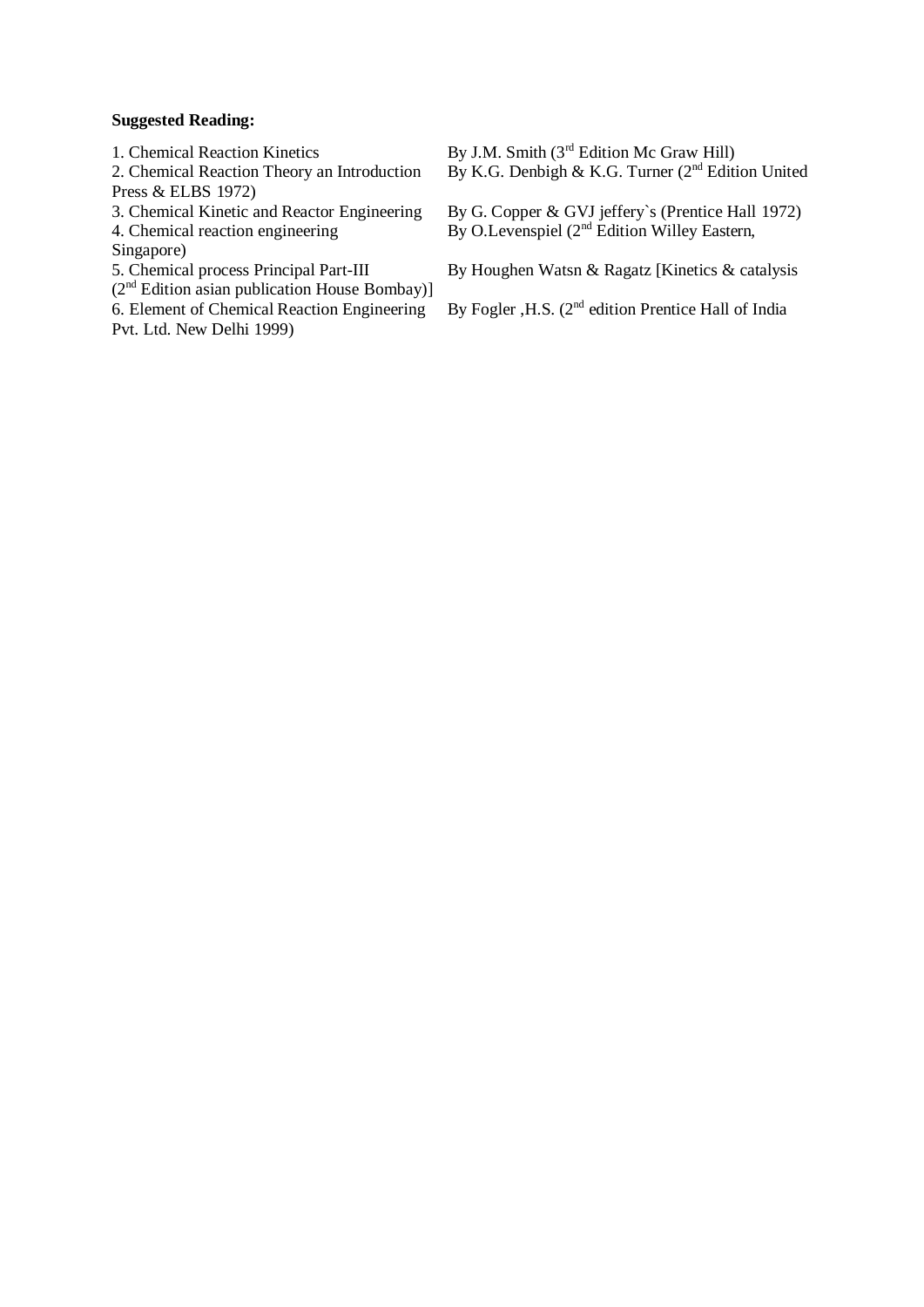**Suggested Reading:**

1. Chemical Reaction Kinetics By J.M. Smith (3rd Edition Mc Graw Hill)
2. Chemical Reaction Theory an Introduction By K.G. Denbigh & K.G. Turner (2nd Edition United Press & ELBS 1972)
3. Chemical Kinetic and Reactor Engineering By G. Copper & GVJ jeffery`s (Prentice Hall 1972)
4. Chemical reaction engineering By O.Levenspiel (2nd Edition Willey Eastern, Singapore)
5. Chemical process Principal Part-III By Houghen Watsn & Ragatz [Kinetics & catalysis (2nd Edition asian publication House Bombay)]
6. Element of Chemical Reaction Engineering By Fogler ,H.S. (2nd edition Prentice Hall of India Pvt. Ltd. New Delhi 1999)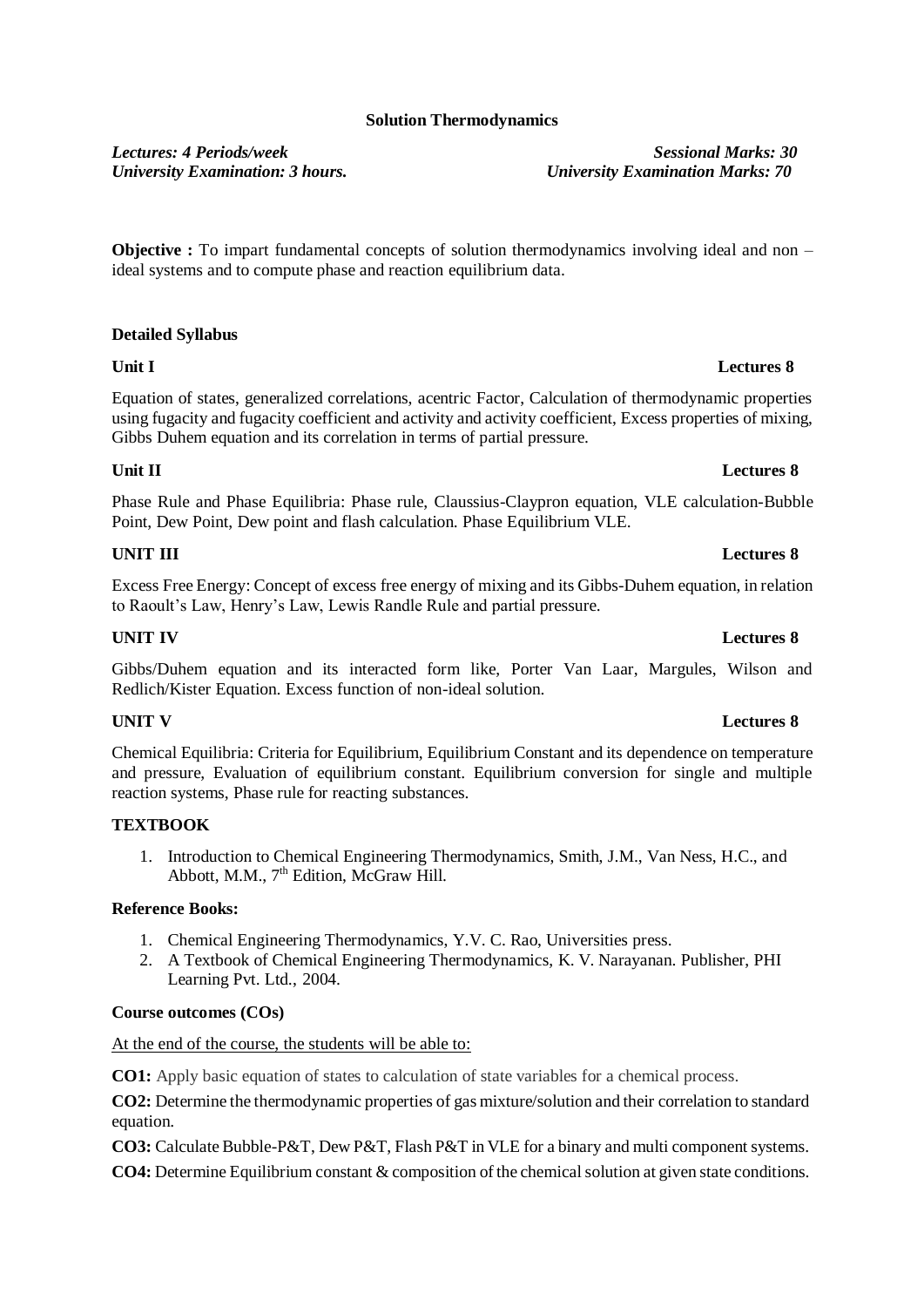## Solution Thermodynamics

*Lectures: 4 Periods/week* *Sessional Marks: 30*
*University Examination: 3 hours.* *University Examination Marks: 70*

**Objective :** To impart fundamental concepts of solution thermodynamics involving ideal and non – ideal systems and to compute phase and reaction equilibrium data.

### Detailed Syllabus

**Unit I** **Lectures 8**

Equation of states, generalized correlations, acentric Factor, Calculation of thermodynamic properties using fugacity and fugacity coefficient and activity and activity coefficient, Excess properties of mixing, Gibbs Duhem equation and its correlation in terms of partial pressure.

**Unit II** **Lectures 8**

Phase Rule and Phase Equilibria: Phase rule, Claussius-Claypron equation, VLE calculation-Bubble Point, Dew Point, Dew point and flash calculation. Phase Equilibrium VLE.

**UNIT III** **Lectures 8**

Excess Free Energy: Concept of excess free energy of mixing and its Gibbs-Duhem equation, in relation to Raoult's Law, Henry's Law, Lewis Randle Rule and partial pressure.

**UNIT IV** **Lectures 8**

Gibbs/Duhem equation and its interacted form like, Porter Van Laar, Margules, Wilson and Redlich/Kister Equation. Excess function of non-ideal solution.

**UNIT V** **Lectures 8**

Chemical Equilibria: Criteria for Equilibrium, Equilibrium Constant and its dependence on temperature and pressure, Evaluation of equilibrium constant. Equilibrium conversion for single and multiple reaction systems, Phase rule for reacting substances.

### TEXTBOOK

1. Introduction to Chemical Engineering Thermodynamics, Smith, J.M., Van Ness, H.C., and Abbott, M.M., 7th Edition, McGraw Hill.

### Reference Books:

1. Chemical Engineering Thermodynamics, Y.V. C. Rao, Universities press.
2. A Textbook of Chemical Engineering Thermodynamics, K. V. Narayanan. Publisher, PHI Learning Pvt. Ltd., 2004.

### Course outcomes (COs)

At the end of the course, the students will be able to:

**CO1:** Apply basic equation of states to calculation of state variables for a chemical process.

**CO2:** Determine the thermodynamic properties of gas mixture/solution and their correlation to standard equation.

**CO3:** Calculate Bubble-P&T, Dew P&T, Flash P&T in VLE for a binary and multi component systems.

**CO4:** Determine Equilibrium constant & composition of the chemical solution at given state conditions.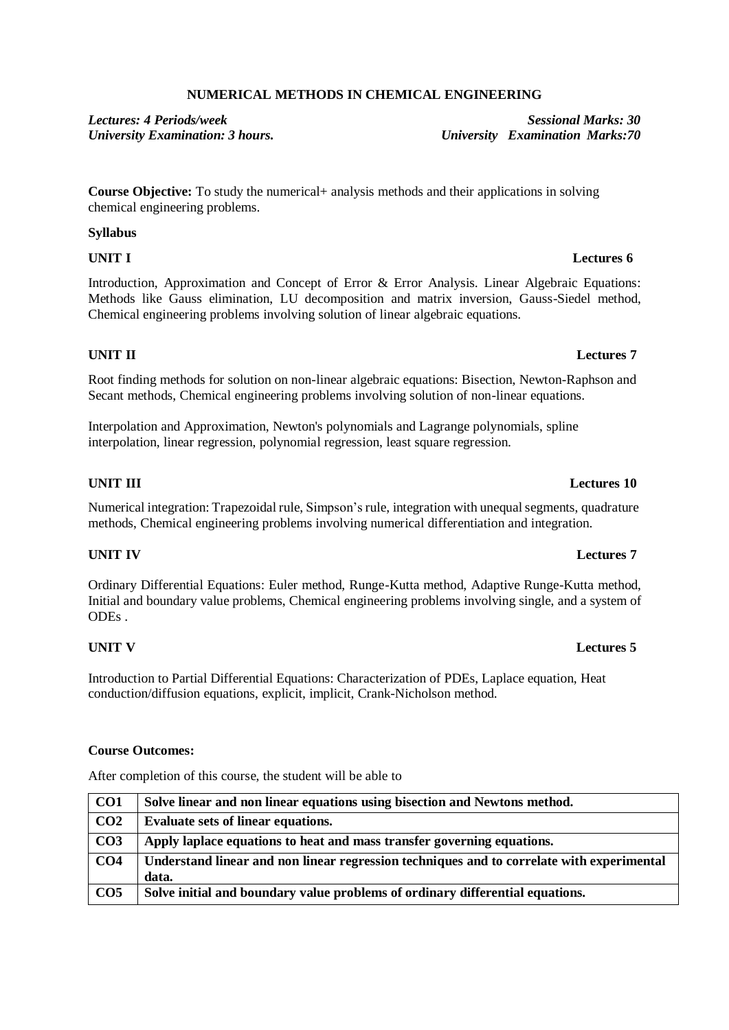# NUMERICAL METHODS IN CHEMICAL ENGINEERING

***Lectures: 4 Periods/week*** ***Sessional Marks: 30***
***University Examination: 3 hours.*** ***University Examination Marks:70***

**Course Objective:** To study the numerical+ analysis methods and their applications in solving chemical engineering problems.

**Syllabus**

**UNIT I** **Lectures 6**

Introduction, Approximation and Concept of Error & Error Analysis. Linear Algebraic Equations: Methods like Gauss elimination, LU decomposition and matrix inversion, Gauss-Siedel method, Chemical engineering problems involving solution of linear algebraic equations.

**UNIT II** **Lectures 7**

Root finding methods for solution on non-linear algebraic equations: Bisection, Newton-Raphson and Secant methods, Chemical engineering problems involving solution of non-linear equations.

Interpolation and Approximation, Newton's polynomials and Lagrange polynomials, spline interpolation, linear regression, polynomial regression, least square regression.

**UNIT III** **Lectures 10**

Numerical integration: Trapezoidal rule, Simpson's rule, integration with unequal segments, quadrature methods, Chemical engineering problems involving numerical differentiation and integration.

**UNIT IV** **Lectures 7**

Ordinary Differential Equations: Euler method, Runge-Kutta method, Adaptive Runge-Kutta method, Initial and boundary value problems, Chemical engineering problems involving single, and a system of ODEs .

**UNIT V** **Lectures 5**

Introduction to Partial Differential Equations: Characterization of PDEs, Laplace equation, Heat conduction/diffusion equations, explicit, implicit, Crank-Nicholson method.

**Course Outcomes:**

After completion of this course, the student will be able to

| | |
|---|---|
| **CO1** | **Solve linear and non linear equations using bisection and Newtons method.** |
| **CO2** | **Evaluate sets of linear equations.** |
| **CO3** | **Apply laplace equations to heat and mass transfer governing equations.** |
| **CO4** | **Understand linear and non linear regression techniques and to correlate with experimental data.** |
| **CO5** | **Solve initial and boundary value problems of ordinary differential equations.** |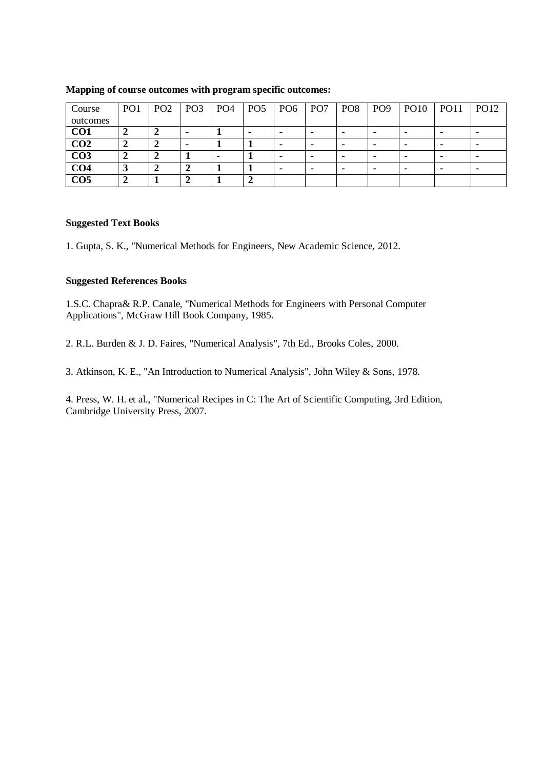**Mapping of course outcomes with program specific outcomes:**

| Course outcomes | PO1 | PO2 | PO3 | PO4 | PO5 | PO6 | PO7 | PO8 | PO9 | PO10 | PO11 | PO12 |
|---|---|---|---|---|---|---|---|---|---|---|---|---|
| **CO1** | **2** | **2** | - | **1** | - | - | - | - | - | - | - | - |
| **CO2** | **2** | **2** | - | **1** | **1** | - | - | - | - | - | - | - |
| **CO3** | **2** | **2** | **1** | - | **1** | - | - | - | - | - | - | - |
| **CO4** | **3** | **2** | **2** | **1** | **1** | - | - | - | - | - | - | - |
| **CO5** | **2** | **1** | **2** | **1** | **2** | | | | | | | |

**Suggested Text Books**

1. Gupta, S. K., "Numerical Methods for Engineers, New Academic Science, 2012.

**Suggested References Books**

1.S.C. Chapra& R.P. Canale, "Numerical Methods for Engineers with Personal Computer Applications", McGraw Hill Book Company, 1985.

2. R.L. Burden & J. D. Faires, "Numerical Analysis", 7th Ed., Brooks Coles, 2000.

3. Atkinson, K. E., "An Introduction to Numerical Analysis", John Wiley & Sons, 1978.

4. Press, W. H. et al., "Numerical Recipes in C: The Art of Scientific Computing, 3rd Edition, Cambridge University Press, 2007.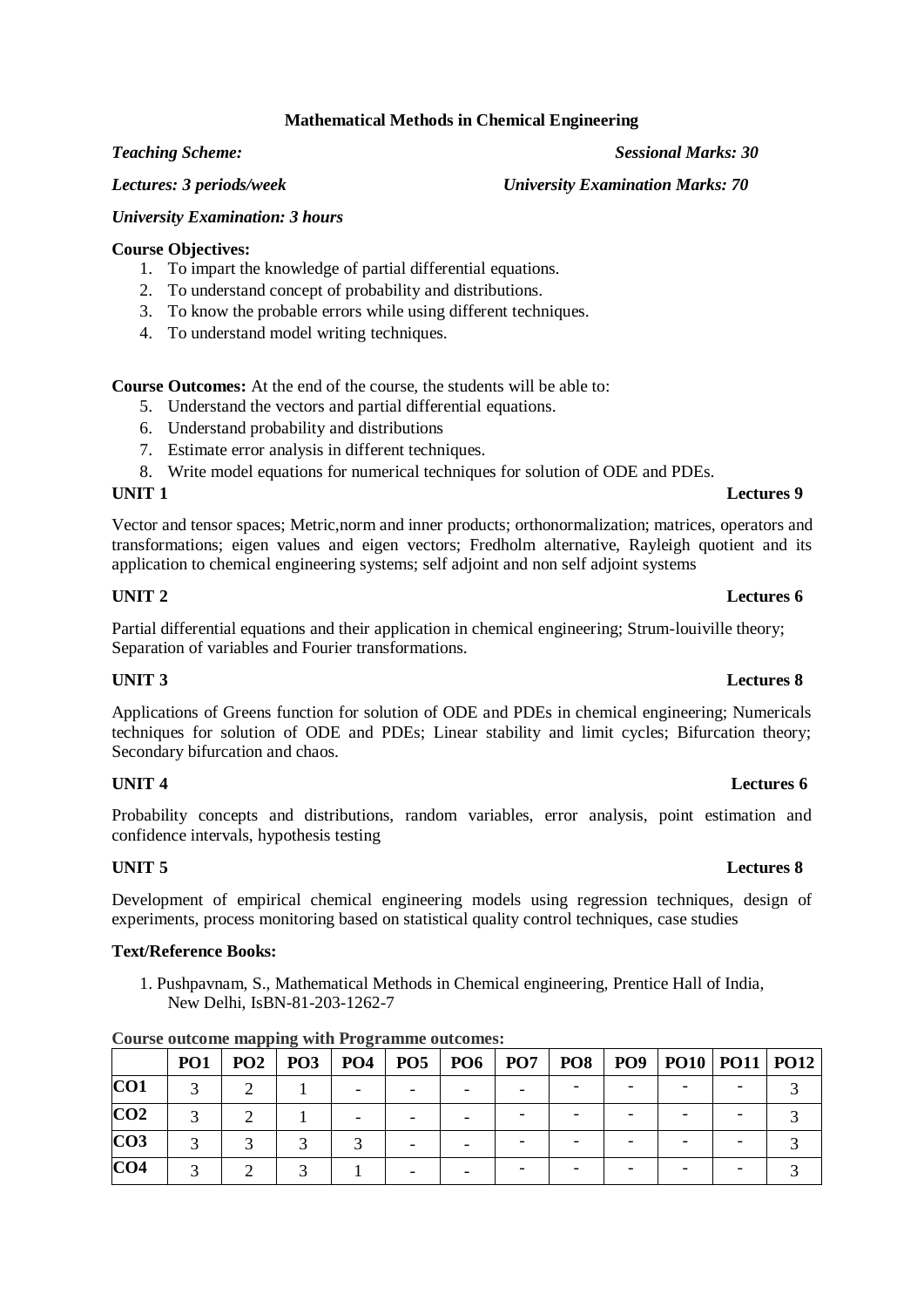## Mathematical Methods in Chemical Engineering

*Teaching Scheme:* *Sessional Marks: 30*

*Lectures: 3 periods/week* *University Examination Marks: 70*

*University Examination: 3 hours*

**Course Objectives:**

1. To impart the knowledge of partial differential equations.
2. To understand concept of probability and distributions.
3. To know the probable errors while using different techniques.
4. To understand model writing techniques.

**Course Outcomes:** At the end of the course, the students will be able to:

5. Understand the vectors and partial differential equations.
6. Understand probability and distributions
7. Estimate error analysis in different techniques.
8. Write model equations for numerical techniques for solution of ODE and PDEs.

**UNIT 1** **Lectures 9**

Vector and tensor spaces; Metric,norm and inner products; orthonormalization; matrices, operators and transformations; eigen values and eigen vectors; Fredholm alternative, Rayleigh quotient and its application to chemical engineering systems; self adjoint and non self adjoint systems

**UNIT 2** **Lectures 6**

Partial differential equations and their application in chemical engineering; Strum-louiville theory; Separation of variables and Fourier transformations.

**UNIT 3** **Lectures 8**

Applications of Greens function for solution of ODE and PDEs in chemical engineering; Numericals techniques for solution of ODE and PDEs; Linear stability and limit cycles; Bifurcation theory; Secondary bifurcation and chaos.

**UNIT 4** **Lectures 6**

Probability concepts and distributions, random variables, error analysis, point estimation and confidence intervals, hypothesis testing

**UNIT 5** **Lectures 8**

Development of empirical chemical engineering models using regression techniques, design of experiments, process monitoring based on statistical quality control techniques, case studies

**Text/Reference Books:**

1. Pushpavnam, S., Mathematical Methods in Chemical engineering, Prentice Hall of India, New Delhi, IsBN-81-203-1262-7

**Course outcome mapping with Programme outcomes:**

| | PO1 | PO2 | PO3 | PO4 | PO5 | PO6 | PO7 | PO8 | PO9 | PO10 | PO11 | PO12 |
|---|---|---|---|---|---|---|---|---|---|---|---|---|
| **CO1** | 3 | 2 | 1 | - | - | - | - | - | - | - | - | 3 |
| **CO2** | 3 | 2 | 1 | - | - | - | - | - | - | - | - | 3 |
| **CO3** | 3 | 3 | 3 | 3 | - | - | - | - | - | - | - | 3 |
| **CO4** | 3 | 2 | 3 | 1 | - | - | - | - | - | - | - | 3 |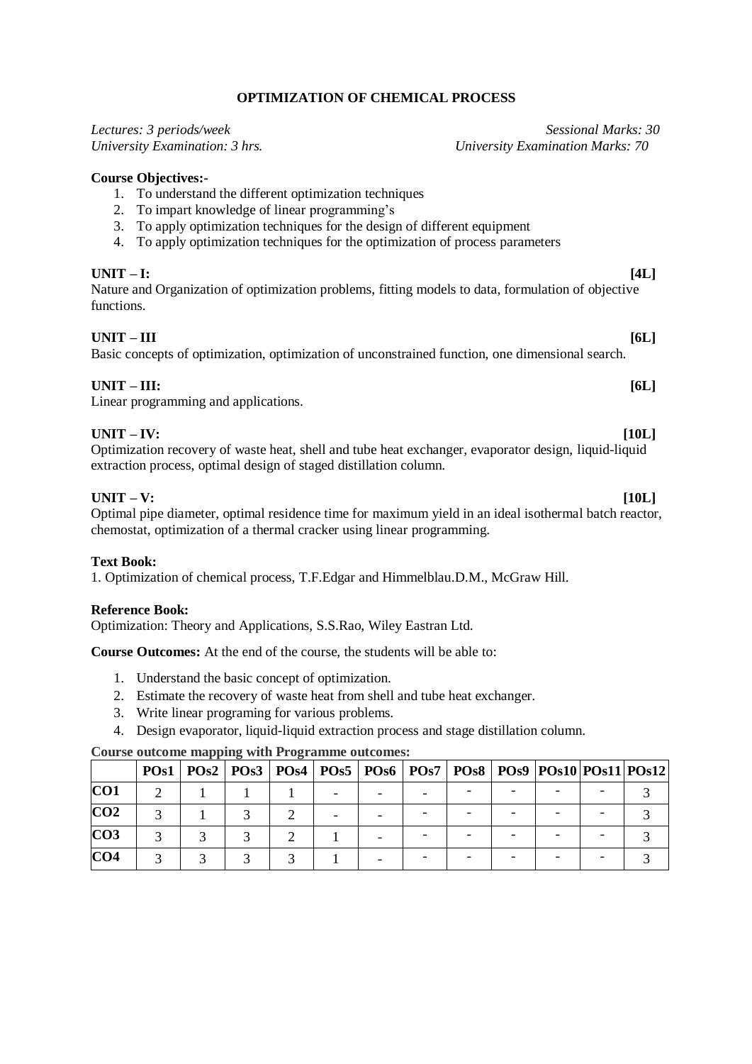# OPTIMIZATION OF CHEMICAL PROCESS

*Lectures: 3 periods/week* *Sessional Marks: 30*
*University Examination: 3 hrs.* *University Examination Marks: 70*

**Course Objectives:-**

1. To understand the different optimization techniques
2. To impart knowledge of linear programming's
3. To apply optimization techniques for the design of different equipment
4. To apply optimization techniques for the optimization of process parameters

**UNIT – I:** **[4L]**
Nature and Organization of optimization problems, fitting models to data, formulation of objective functions.

**UNIT – III** **[6L]**
Basic concepts of optimization, optimization of unconstrained function, one dimensional search.

**UNIT – III:** **[6L]**
Linear programming and applications.

**UNIT – IV:** **[10L]**
Optimization recovery of waste heat, shell and tube heat exchanger, evaporator design, liquid-liquid extraction process, optimal design of staged distillation column.

**UNIT – V:** **[10L]**
Optimal pipe diameter, optimal residence time for maximum yield in an ideal isothermal batch reactor, chemostat, optimization of a thermal cracker using linear programming.

**Text Book:**
1. Optimization of chemical process, T.F.Edgar and Himmelblau.D.M., McGraw Hill.

**Reference Book:**
Optimization: Theory and Applications, S.S.Rao, Wiley Eastran Ltd.

**Course Outcomes:** At the end of the course, the students will be able to:

1. Understand the basic concept of optimization.
2. Estimate the recovery of waste heat from shell and tube heat exchanger.
3. Write linear programing for various problems.
4. Design evaporator, liquid-liquid extraction process and stage distillation column.

**Course outcome mapping with Programme outcomes:**

| | POs1 | POs2 | POs3 | POs4 | POs5 | POs6 | POs7 | POs8 | POs9 | POs10 | POs11 | POs12 |
|---|---|---|---|---|---|---|---|---|---|---|---|---|
| **CO1** | 2 | 1 | 1 | 1 | - | - | - | - | - | - | - | 3 |
| **CO2** | 3 | 1 | 3 | 2 | - | - | - | - | - | - | - | 3 |
| **CO3** | 3 | 3 | 3 | 2 | 1 | - | - | - | - | - | - | 3 |
| **CO4** | 3 | 3 | 3 | 3 | 1 | - | - | - | - | - | - | 3 |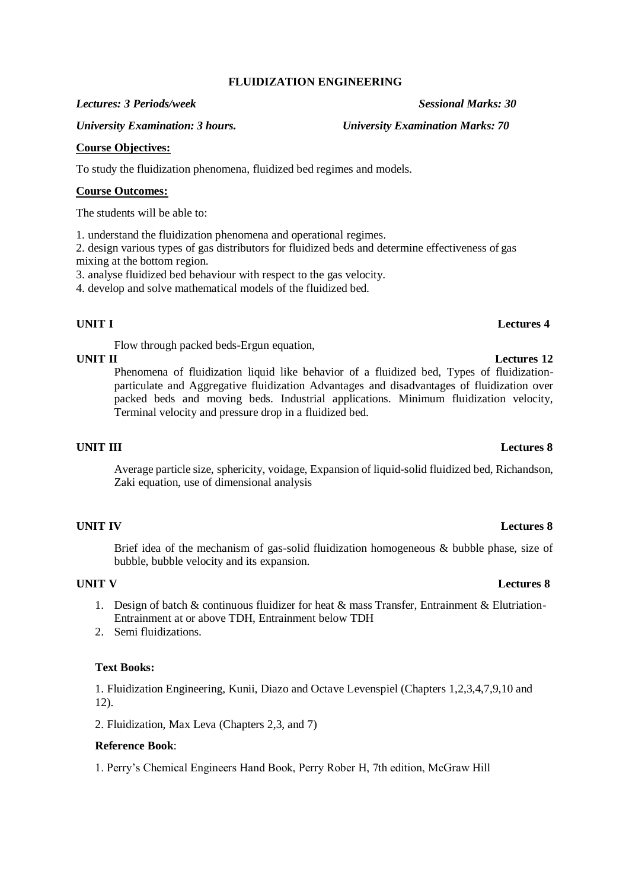# FLUIDIZATION ENGINEERING

*Lectures: 3 Periods/week* *Sessional Marks: 30*

*University Examination: 3 hours.* *University Examination Marks: 70*

**Course Objectives:**

To study the fluidization phenomena, fluidized bed regimes and models.

**Course Outcomes:**

The students will be able to:

1. understand the fluidization phenomena and operational regimes.
2. design various types of gas distributors for fluidized beds and determine effectiveness of gas mixing at the bottom region.
3. analyse fluidized bed behaviour with respect to the gas velocity.
4. develop and solve mathematical models of the fluidized bed.

**UNIT I** **Lectures 4**

Flow through packed beds-Ergun equation,

**UNIT II** **Lectures 12**

Phenomena of fluidization liquid like behavior of a fluidized bed, Types of fluidization-particulate and Aggregative fluidization Advantages and disadvantages of fluidization over packed beds and moving beds. Industrial applications. Minimum fluidization velocity, Terminal velocity and pressure drop in a fluidized bed.

**UNIT III** **Lectures 8**

Average particle size, sphericity, voidage, Expansion of liquid-solid fluidized bed, Richandson, Zaki equation, use of dimensional analysis

**UNIT IV** **Lectures 8**

Brief idea of the mechanism of gas-solid fluidization homogeneous & bubble phase, size of bubble, bubble velocity and its expansion.

**UNIT V** **Lectures 8**

1. Design of batch & continuous fluidizer for heat & mass Transfer, Entrainment & Elutriation-Entrainment at or above TDH, Entrainment below TDH
2. Semi fluidizations.

**Text Books:**

1. Fluidization Engineering, Kunii, Diazo and Octave Levenspiel (Chapters 1,2,3,4,7,9,10 and 12).

2. Fluidization, Max Leva (Chapters 2,3, and 7)

**Reference Book**:

1. Perry's Chemical Engineers Hand Book, Perry Rober H, 7th edition, McGraw Hill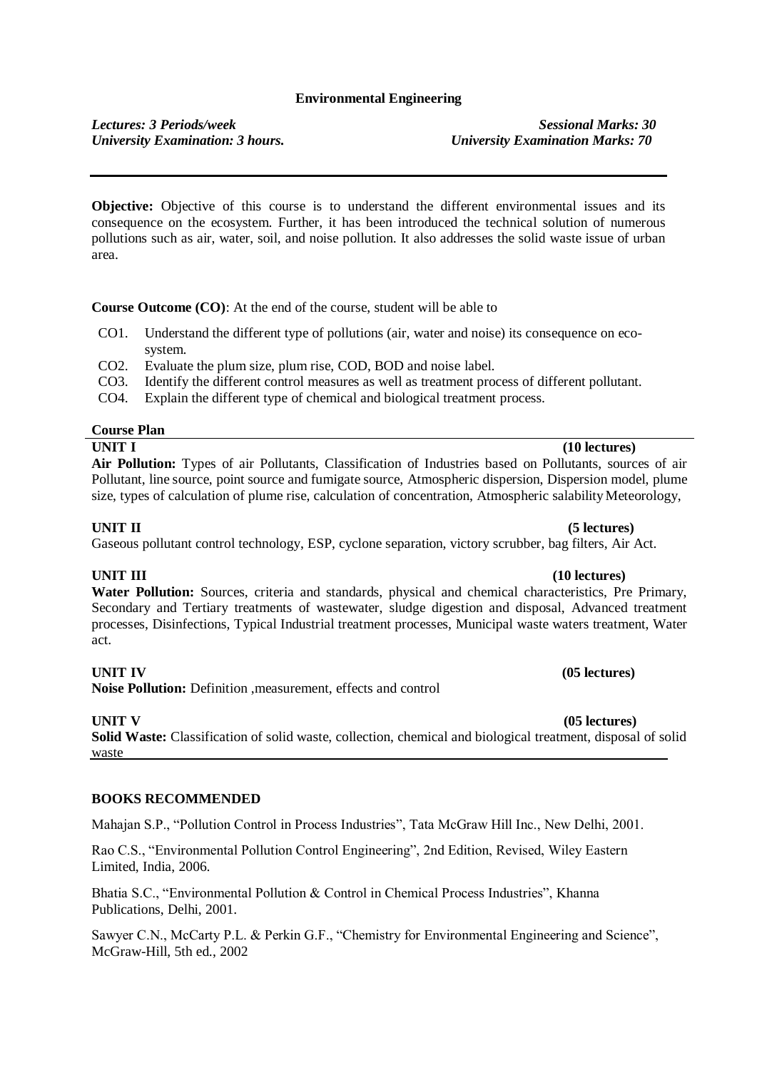## Environmental Engineering

*Lectures: 3 Periods/week* **Sessional Marks: 30**

*University Examination: 3 hours.* **University Examination Marks: 70**

---

**Objective:** Objective of this course is to understand the different environmental issues and its consequence on the ecosystem. Further, it has been introduced the technical solution of numerous pollutions such as air, water, soil, and noise pollution. It also addresses the solid waste issue of urban area.

**Course Outcome (CO)**: At the end of the course, student will be able to

- CO1. Understand the different type of pollutions (air, water and noise) its consequence on eco-system.
- CO2. Evaluate the plum size, plum rise, COD, BOD and noise label.
- CO3. Identify the different control measures as well as treatment process of different pollutant.
- CO4. Explain the different type of chemical and biological treatment process.

### Course Plan

**UNIT I** **(10 lectures)**

**Air Pollution:** Types of air Pollutants, Classification of Industries based on Pollutants, sources of air Pollutant, line source, point source and fumigate source, Atmospheric dispersion, Dispersion model, plume size, types of calculation of plume rise, calculation of concentration, Atmospheric salability Meteorology,

**UNIT II** **(5 lectures)**

Gaseous pollutant control technology, ESP, cyclone separation, victory scrubber, bag filters, Air Act.

**UNIT III** **(10 lectures)**

**Water Pollution:** Sources, criteria and standards, physical and chemical characteristics, Pre Primary, Secondary and Tertiary treatments of wastewater, sludge digestion and disposal, Advanced treatment processes, Disinfections, Typical Industrial treatment processes, Municipal waste waters treatment, Water act.

**UNIT IV** **(05 lectures)**

**Noise Pollution:** Definition ,measurement, effects and control

**UNIT V** **(05 lectures)**

**Solid Waste:** Classification of solid waste, collection, chemical and biological treatment, disposal of solid waste

### BOOKS RECOMMENDED

Mahajan S.P., "Pollution Control in Process Industries", Tata McGraw Hill Inc., New Delhi, 2001.

Rao C.S., "Environmental Pollution Control Engineering", 2nd Edition, Revised, Wiley Eastern Limited, India, 2006.

Bhatia S.C., "Environmental Pollution & Control in Chemical Process Industries", Khanna Publications, Delhi, 2001.

Sawyer C.N., McCarty P.L. & Perkin G.F., "Chemistry for Environmental Engineering and Science", McGraw-Hill, 5th ed., 2002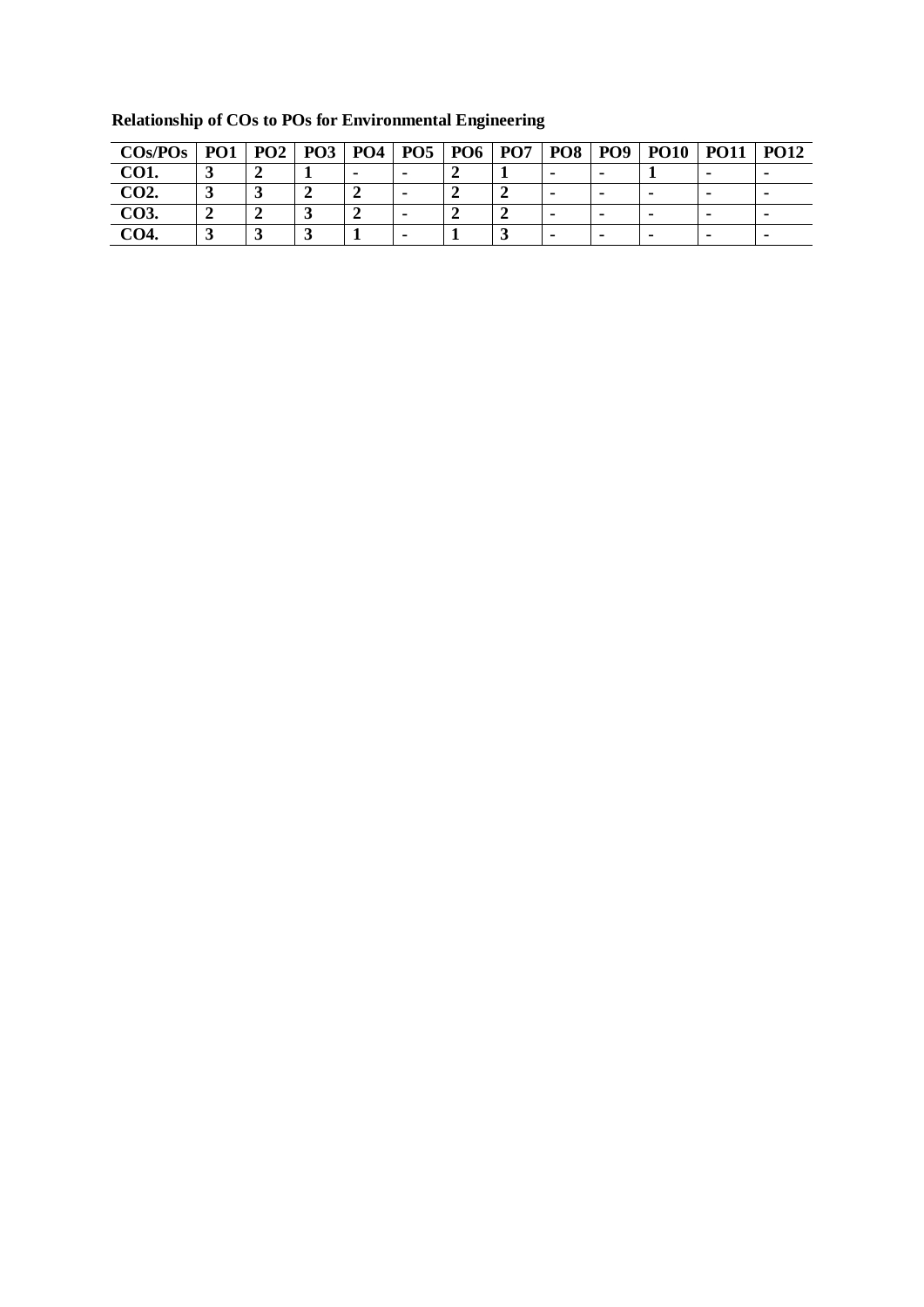**Relationship of COs to POs for Environmental Engineering**

| COs/POs | PO1 | PO2 | PO3 | PO4 | PO5 | PO6 | PO7 | PO8 | PO9 | PO10 | PO11 | PO12 |
|---|---|---|---|---|---|---|---|---|---|---|---|---|
| **CO1.** | **3** | **2** | **1** | **-** | **-** | **2** | **1** | **-** | **-** | **1** | **-** | **-** |
| **CO2.** | **3** | **3** | **2** | **2** | **-** | **2** | **2** | **-** | **-** | **-** | **-** | **-** |
| **CO3.** | **2** | **2** | **3** | **2** | **-** | **2** | **2** | **-** | **-** | **-** | **-** | **-** |
| **CO4.** | **3** | **3** | **3** | **1** | **-** | **1** | **3** | **-** | **-** | **-** | **-** | **-** |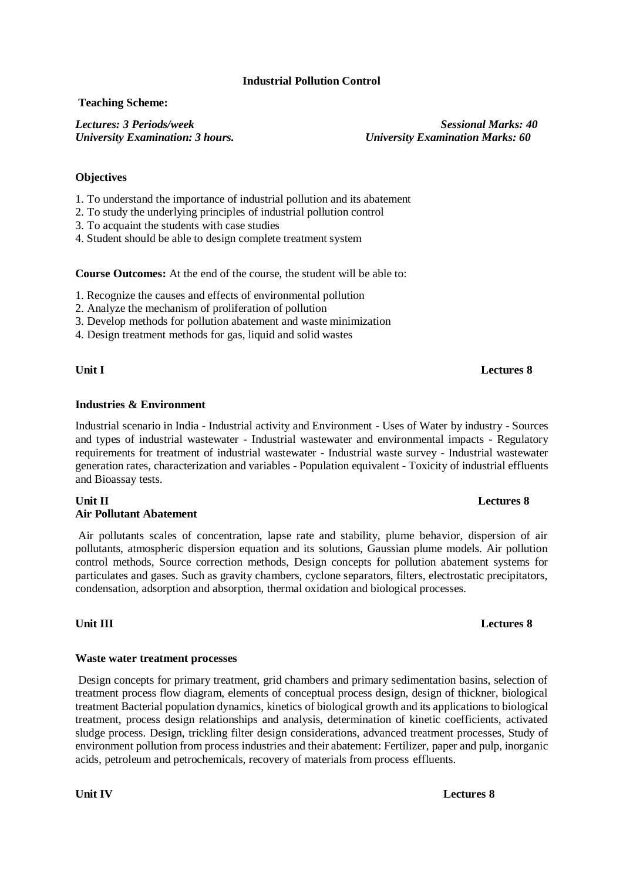## Industrial Pollution Control

**Teaching Scheme:**

*Lectures: 3 Periods/week* — *Sessional Marks: 40*
*University Examination: 3 hours.* — *University Examination Marks: 60*

**Objectives**

1. To understand the importance of industrial pollution and its abatement
2. To study the underlying principles of industrial pollution control
3. To acquaint the students with case studies
4. Student should be able to design complete treatment system

**Course Outcomes:** At the end of the course, the student will be able to:

1. Recognize the causes and effects of environmental pollution
2. Analyze the mechanism of proliferation of pollution
3. Develop methods for pollution abatement and waste minimization
4. Design treatment methods for gas, liquid and solid wastes

**Unit I** — **Lectures 8**

**Industries & Environment**

Industrial scenario in India - Industrial activity and Environment - Uses of Water by industry - Sources and types of industrial wastewater - Industrial wastewater and environmental impacts - Regulatory requirements for treatment of industrial wastewater - Industrial waste survey - Industrial wastewater generation rates, characterization and variables - Population equivalent - Toxicity of industrial effluents and Bioassay tests.

**Unit II** — **Lectures 8**

**Air Pollutant Abatement**

Air pollutants scales of concentration, lapse rate and stability, plume behavior, dispersion of air pollutants, atmospheric dispersion equation and its solutions, Gaussian plume models. Air pollution control methods, Source correction methods, Design concepts for pollution abatement systems for particulates and gases. Such as gravity chambers, cyclone separators, filters, electrostatic precipitators, condensation, adsorption and absorption, thermal oxidation and biological processes.

**Unit III** — **Lectures 8**

**Waste water treatment processes**

Design concepts for primary treatment, grid chambers and primary sedimentation basins, selection of treatment process flow diagram, elements of conceptual process design, design of thickner, biological treatment Bacterial population dynamics, kinetics of biological growth and its applications to biological treatment, process design relationships and analysis, determination of kinetic coefficients, activated sludge process. Design, trickling filter design considerations, advanced treatment processes, Study of environment pollution from process industries and their abatement: Fertilizer, paper and pulp, inorganic acids, petroleum and petrochemicals, recovery of materials from process effluents.

**Unit IV** — **Lectures 8**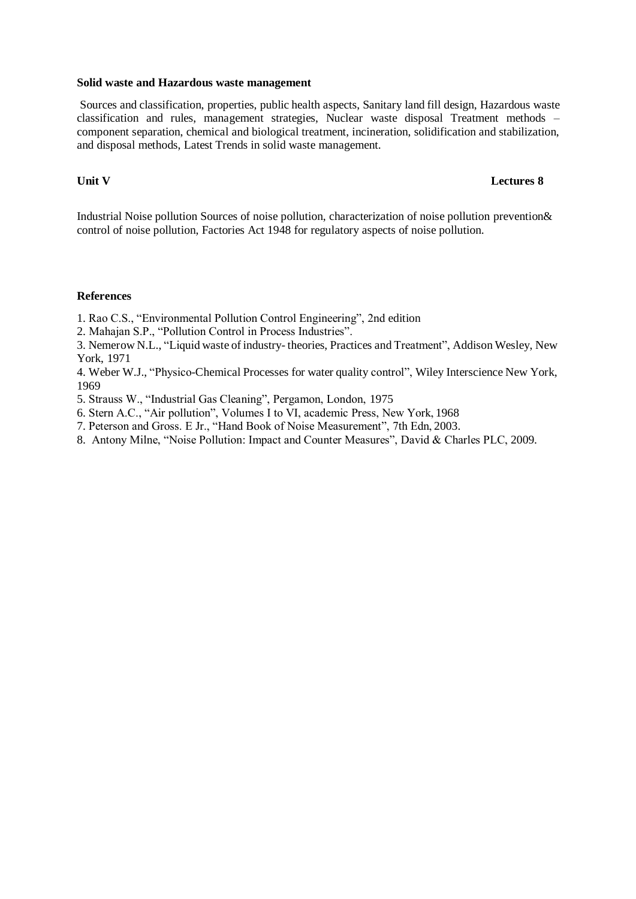**Solid waste and Hazardous waste management**

Sources and classification, properties, public health aspects, Sanitary land fill design, Hazardous waste classification and rules, management strategies, Nuclear waste disposal Treatment methods – component separation, chemical and biological treatment, incineration, solidification and stabilization, and disposal methods, Latest Trends in solid waste management.

**Unit V** **Lectures 8**

Industrial Noise pollution Sources of noise pollution, characterization of noise pollution prevention& control of noise pollution, Factories Act 1948 for regulatory aspects of noise pollution.

**References**

1. Rao C.S., "Environmental Pollution Control Engineering", 2nd edition
2. Mahajan S.P., "Pollution Control in Process Industries".
3. Nemerow N.L., "Liquid waste of industry- theories, Practices and Treatment", Addison Wesley, New York, 1971
4. Weber W.J., "Physico-Chemical Processes for water quality control", Wiley Interscience New York, 1969
5. Strauss W., "Industrial Gas Cleaning", Pergamon, London, 1975
6. Stern A.C., "Air pollution", Volumes I to VI, academic Press, New York, 1968
7. Peterson and Gross. E Jr., "Hand Book of Noise Measurement", 7th Edn, 2003.
8. Antony Milne, "Noise Pollution: Impact and Counter Measures", David & Charles PLC, 2009.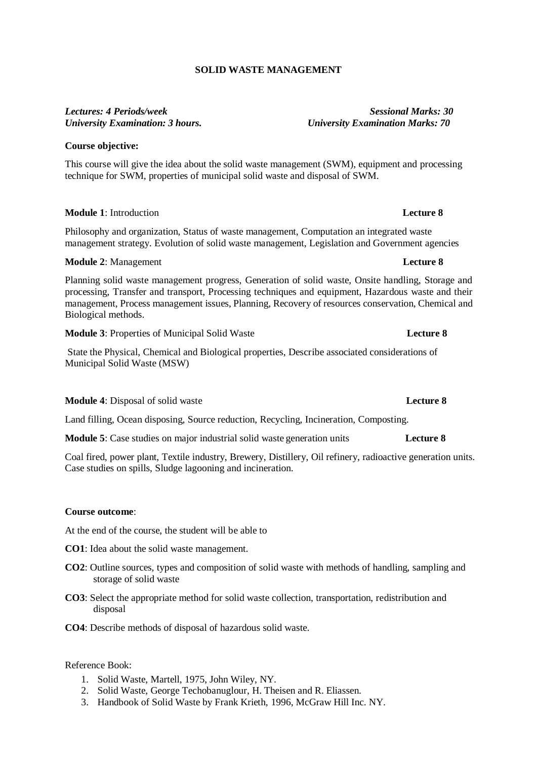# SOLID WASTE MANAGEMENT

***Lectures: 4 Periods/week*** ***Sessional Marks: 30***
***University Examination: 3 hours.*** ***University Examination Marks: 70***

**Course objective:**

This course will give the idea about the solid waste management (SWM), equipment and processing technique for SWM, properties of municipal solid waste and disposal of SWM.

**Module 1**: Introduction **Lecture 8**

Philosophy and organization, Status of waste management, Computation an integrated waste management strategy. Evolution of solid waste management, Legislation and Government agencies

**Module 2**: Management **Lecture 8**

Planning solid waste management progress, Generation of solid waste, Onsite handling, Storage and processing, Transfer and transport, Processing techniques and equipment, Hazardous waste and their management, Process management issues, Planning, Recovery of resources conservation, Chemical and Biological methods.

**Module 3**: Properties of Municipal Solid Waste **Lecture 8**

State the Physical, Chemical and Biological properties, Describe associated considerations of Municipal Solid Waste (MSW)

**Module 4**: Disposal of solid waste **Lecture 8**

Land filling, Ocean disposing, Source reduction, Recycling, Incineration, Composting.

**Module 5**: Case studies on major industrial solid waste generation units **Lecture 8**

Coal fired, power plant, Textile industry, Brewery, Distillery, Oil refinery, radioactive generation units. Case studies on spills, Sludge lagooning and incineration.

**Course outcome**:

At the end of the course, the student will be able to

**CO1**: Idea about the solid waste management.

**CO2**: Outline sources, types and composition of solid waste with methods of handling, sampling and storage of solid waste

**CO3**: Select the appropriate method for solid waste collection, transportation, redistribution and disposal

**CO4**: Describe methods of disposal of hazardous solid waste.

Reference Book:

1. Solid Waste, Martell, 1975, John Wiley, NY.
2. Solid Waste, George Techobanuglour, H. Theisen and R. Eliassen.
3. Handbook of Solid Waste by Frank Krieth, 1996, McGraw Hill Inc. NY.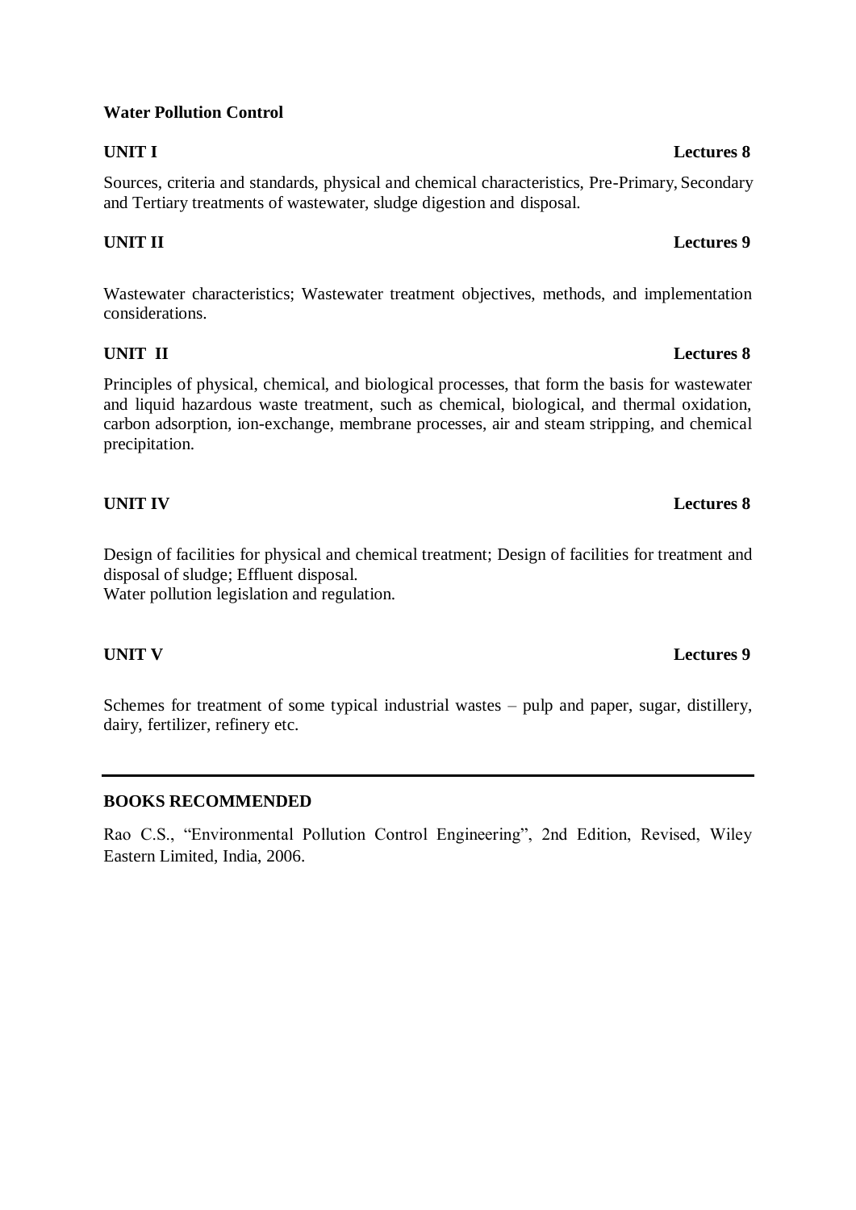**Water Pollution Control**

**UNIT I** **Lectures 8**

Sources, criteria and standards, physical and chemical characteristics, Pre-Primary, Secondary and Tertiary treatments of wastewater, sludge digestion and disposal.

**UNIT II** **Lectures 9**

Wastewater characteristics; Wastewater treatment objectives, methods, and implementation considerations.

**UNIT II** **Lectures 8**

Principles of physical, chemical, and biological processes, that form the basis for wastewater and liquid hazardous waste treatment, such as chemical, biological, and thermal oxidation, carbon adsorption, ion-exchange, membrane processes, air and steam stripping, and chemical precipitation.

**UNIT IV** **Lectures 8**

Design of facilities for physical and chemical treatment; Design of facilities for treatment and disposal of sludge; Effluent disposal.
Water pollution legislation and regulation.

**UNIT V** **Lectures 9**

Schemes for treatment of some typical industrial wastes – pulp and paper, sugar, distillery, dairy, fertilizer, refinery etc.

---

**BOOKS RECOMMENDED**

Rao C.S., "Environmental Pollution Control Engineering", 2nd Edition, Revised, Wiley Eastern Limited, India, 2006.